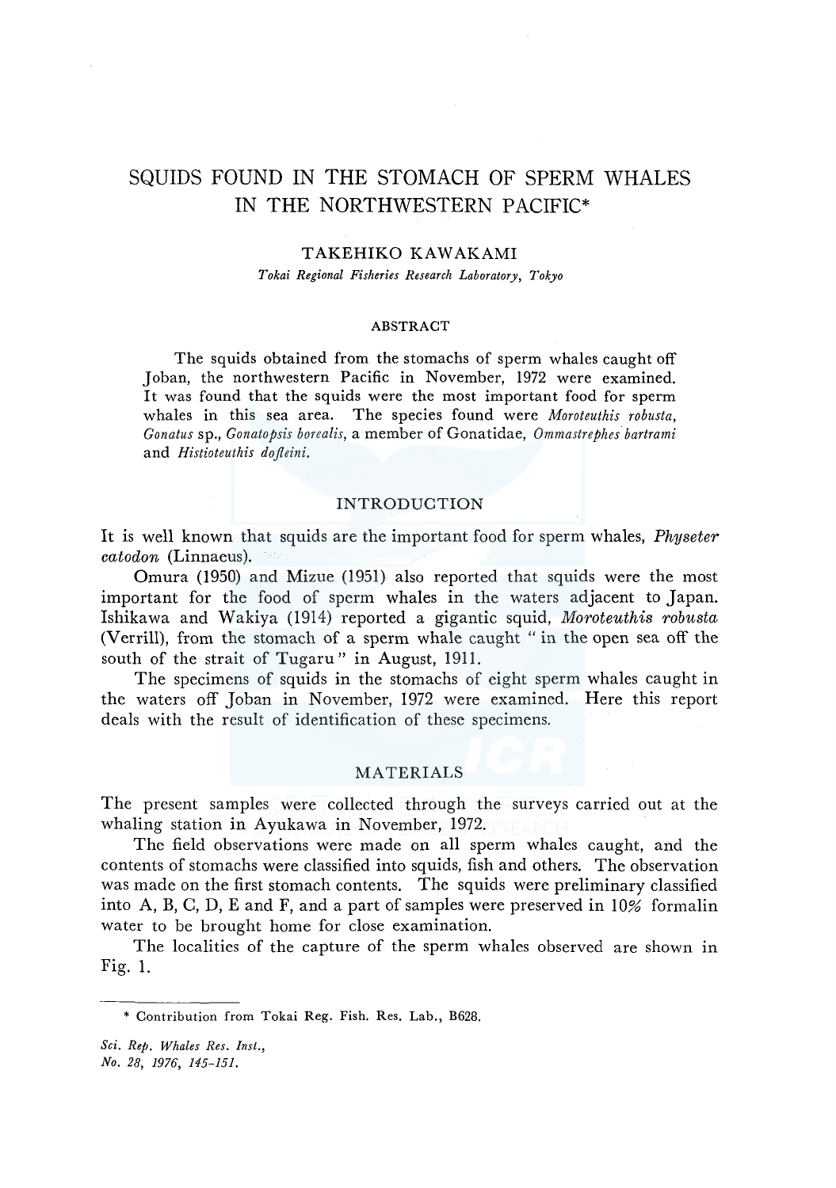# SQUIDS FOUND IN THE STOMACH OF SPERM WHALES IN THE NORTHWESTERN PACIFIC*

## TAKEHIKO KAWAKAMI

*Tokai Regional Fisheries Research Laboratory, Tokyo*

### ABSTRACT

The squids obtained from the stomachs of sperm whales caught off Joban, the northwestern Pacific in November, 1972 were examined. It was found that the squids were the most important food for sperm whales in this sea area. The species found were *Moroteuthis robusta*, *Gonatus* sp., *Gonatopsis borealis*, a member of Gonatidae, *Ommastrephes bartrami* and *Histioteuthis dofleini*.

## INTRODUCTION

It is well known that squids are the important food for sperm whales, *Physeter catodon* (Linnaeus).

Omura (1950) and Mizue (1951) also reported that squids were the most important for the food of sperm whales in the waters adjacent to Japan. Ishikawa and Wakiya (1914) reported a gigantic squid, *Moroteuthis robusta* (Verrill), from the stomach of a sperm whale caught " in the open sea off the south of the strait of Tugaru " in August, 1911.

The specimens of squids in the stomachs of eight sperm whales caught in the waters off Joban in November, 1972 were examined. Here this report deals with the result of identification of these specimens.

## MATERIALS

The present samples were collected through the surveys carried out at the whaling station in Ayukawa in November, 1972.

The field observations were made on all sperm whales caught, and the contents of stomachs were classified into squids, fish and others. The observation was made on the first stomach contents. The squids were preliminary classified into A, B, C, D, E and F, and a part of samples were preserved in 10% formalin water to be brought home for close examination.

The localities of the capture of the sperm whales observed are shown in Fig. 1.

---

\* Contribution from Tokai Reg. Fish. Res. Lab., B628.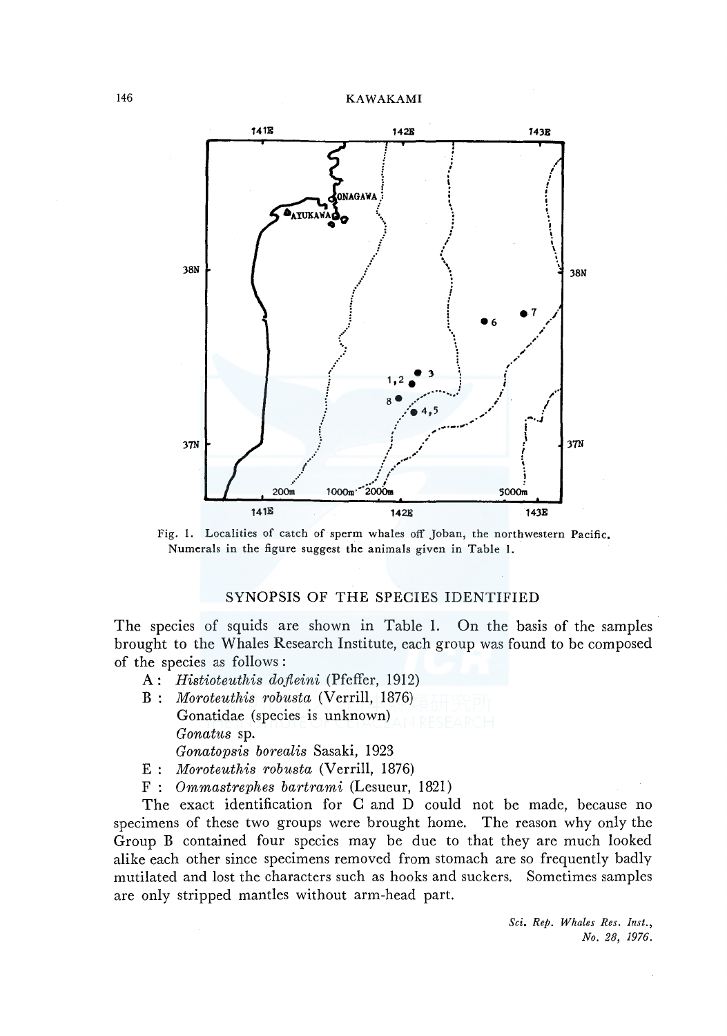Fig. 1. Localities of catch of sperm whales off Joban, the northwestern Pacific. Numerals in the figure suggest the animals given in Table 1.

## SYNOPSIS OF THE SPECIES IDENTIFIED

The species of squids are shown in Table 1. On the basis of the samples brought to the Whales Research Institute, each group was found to be composed of the species as follows:

A : *Histioteuthis dofleini* (Pfeffer, 1912)
B : *Moroteuthis robusta* (Verrill, 1876)
Gonatidae (species is unknown)
*Gonatus* sp.
*Gonatopsis borealis* Sasaki, 1923
E : *Moroteuthis robusta* (Verrill, 1876)
F : *Ommastrephes bartrami* (Lesueur, 1821)

The exact identification for C and D could not be made, because no specimens of these two groups were brought home. The reason why only the Group B contained four species may be due to that they are much looked alike each other since specimens removed from stomach are so frequently badly mutilated and lost the characters such as hooks and suckers. Sometimes samples are only stripped mantles without arm-head part.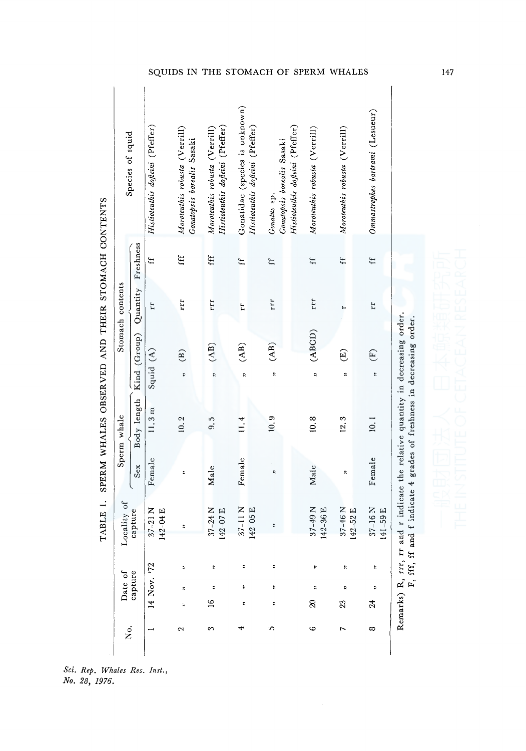TABLE 1. SPERM WHALES OBSERVED AND THEIR STOMACH CONTENTS

| No. | Date of capture | Locality of capture | Sperm whale | | Stomach contents | | | | Species of squid |
|---|---|---|---|---|---|---|---|---|---|
| | | | Sex | Body length | Kind | (Group) | Quantity | Freshness | |
| 1 | 14 Nov. '72 | 37-21 N 142-04 E | Female | 11.3 m | Squid | (A) | rr | ff | *Histioteuthis dofleini* (Pfeffer) |
| 2 | ,, ,, ,, | ,, | ,, | 10.2 | ,, | (B) | rrr | fff | *Moroteuthis robusta* (Verrill)<br>*Gonatopsis borealis* Sasaki |
| 3 | 16 ,, ,, | 37-24 N 142-07 E | Male | 9.5 | ,, | (AB) | rrr | fff | *Moroteuthis robusta* (Verrill)<br>*Histioteuthis dofleini* (Pfeffer) |
| 4 | ,, ,, ,, | 37-11 N 142-05 E | Female | 11.4 | ,, | (AB) | rr | ff | Gonatidae (species is unknown)<br>*Histioteuthis dofleini* (Pfeffer) |
| 5 | ,, ,, ,, | ,, | ,, | 10.9 | ,, | (AB) | rrr | ff | *Gonatus* sp.<br>*Gonatopsis borealis* Sasaki<br>*Histioteuthis dofleini* (Pfeffer) |
| 6 | 20 ,, ,, | 37-49 N 142-36 E | Male | 10.8 | ,, | (ABCD) | rrr | ff | *Moroteuthis robusta* (Verrill) |
| 7 | 23 ,, ,, | 37-46 N 142-52 E | ,, | 12.3 | ,, | (E) | r | ff | *Moroteuthis robusta* (Verrill) |
| 8 | 24 ,, ,, | 37-16 N 141-59 E | Female | 10.1 | ,, | (F) | rr | ff | *Ommastrephes bartrami* (Lesueur) |

Remarks) R, rrr, rr and r indicate the relative quantity in decreasing order.
F, fff, ff and f indicate 4 grades of freshness in decreasing order.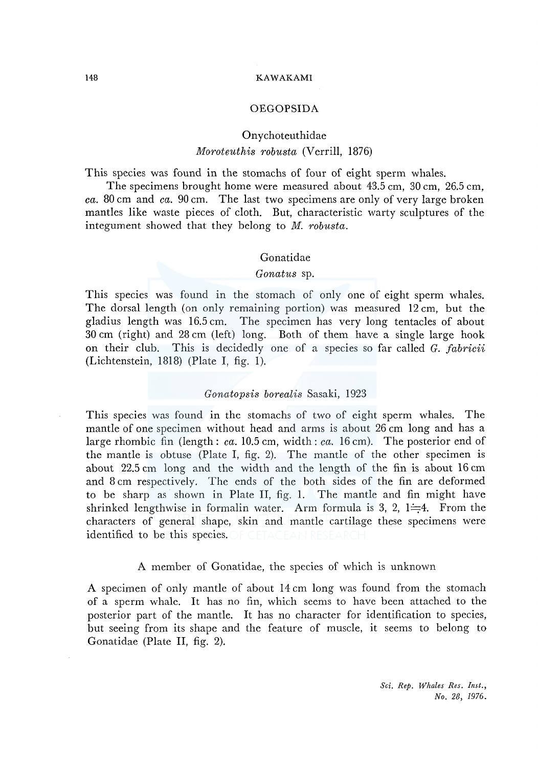## OEGOPSIDA

### Onychoteuthidae

#### *Moroteuthis robusta* (Verrill, 1876)

This species was found in the stomachs of four of eight sperm whales.

The specimens brought home were measured about 43.5 cm, 30 cm, 26.5 cm, *ca.* 80 cm and *ca.* 90 cm. The last two specimens are only of very large broken mantles like waste pieces of cloth. But, characteristic warty sculptures of the integument showed that they belong to *M. robusta*.

### Gonatidae

#### *Gonatus* sp.

This species was found in the stomach of only one of eight sperm whales. The dorsal length (on only remaining portion) was measured 12 cm, but the gladius length was 16.5 cm. The specimen has very long tentacles of about 30 cm (right) and 28 cm (left) long. Both of them have a single large hook on their club. This is decidedly one of a species so far called *G. fabricii* (Lichtenstein, 1818) (Plate I, fig. 1).

#### *Gonatopsis borealis* Sasaki, 1923

This species was found in the stomachs of two of eight sperm whales. The mantle of one specimen without head and arms is about 26 cm long and has a large rhombic fin (length: *ca.* 10.5 cm, width: *ca.* 16 cm). The posterior end of the mantle is obtuse (Plate I, fig. 2). The mantle of the other specimen is about 22.5 cm long and the width and the length of the fin is about 16 cm and 8 cm respectively. The ends of the both sides of the fin are deformed to be sharp as shown in Plate II, fig. 1. The mantle and fin might have shrinked lengthwise in formalin water. Arm formula is 3, 2, 1≒4. From the characters of general shape, skin and mantle cartilage these specimens were identified to be this species.

#### A member of Gonatidae, the species of which is unknown

A specimen of only mantle of about 14 cm long was found from the stomach of a sperm whale. It has no fin, which seems to have been attached to the posterior part of the mantle. It has no character for identification to species, but seeing from its shape and the feature of muscle, it seems to belong to Gonatidae (Plate II, fig. 2).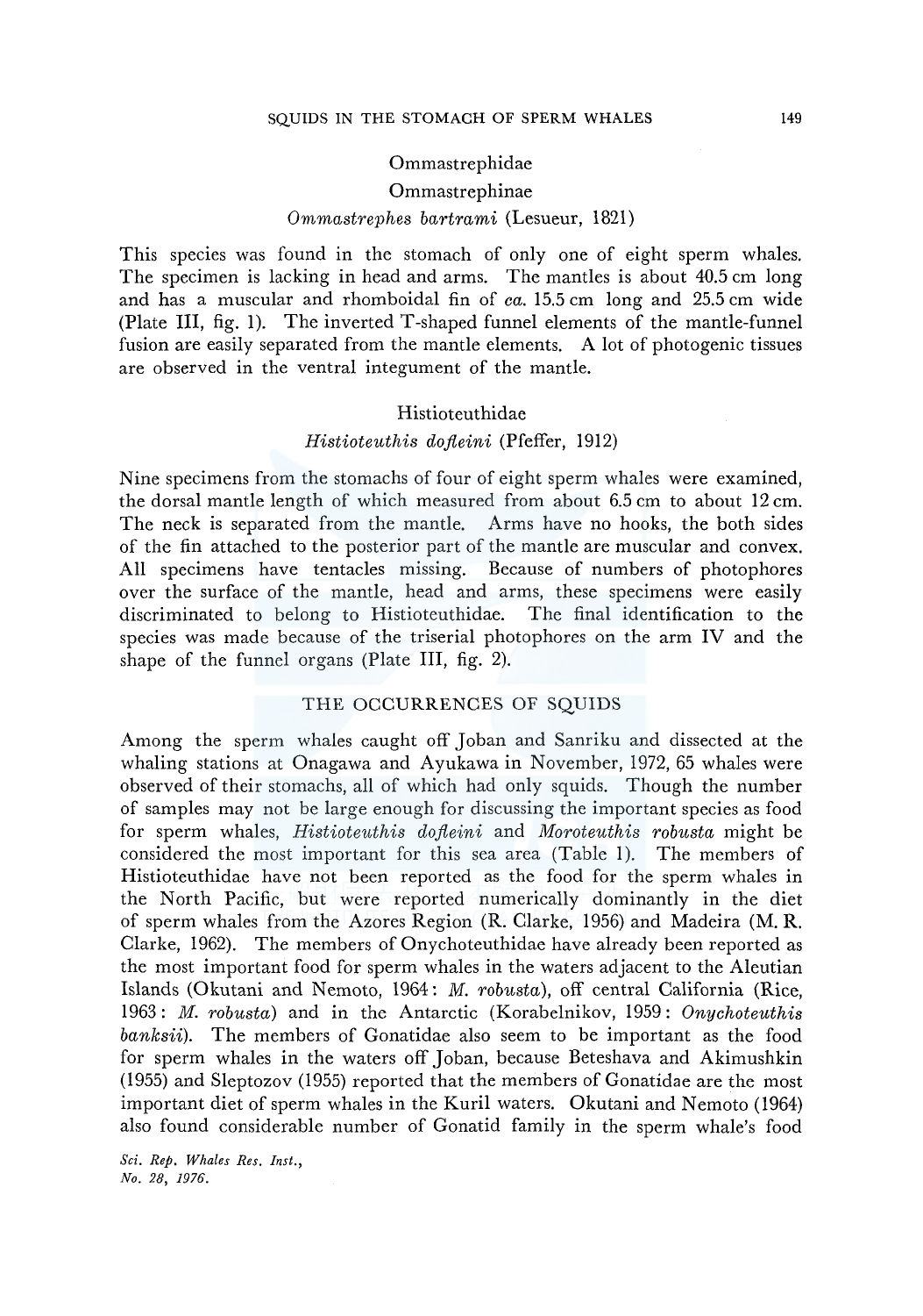### Ommastrephidae

### Ommastrephinae

### *Ommastrephes bartrami* (Lesueur, 1821)

This species was found in the stomach of only one of eight sperm whales. The specimen is lacking in head and arms. The mantles is about 40.5 cm long and has a muscular and rhomboidal fin of *ca.* 15.5 cm long and 25.5 cm wide (Plate III, fig. 1). The inverted T-shaped funnel elements of the mantle-funnel fusion are easily separated from the mantle elements. A lot of photogenic tissues are observed in the ventral integument of the mantle.

### Histioteuthidae

### *Histioteuthis dofleini* (Pfeffer, 1912)

Nine specimens from the stomachs of four of eight sperm whales were examined, the dorsal mantle length of which measured from about 6.5 cm to about 12 cm. The neck is separated from the mantle. Arms have no hooks, the both sides of the fin attached to the posterior part of the mantle are muscular and convex. All specimens have tentacles missing. Because of numbers of photophores over the surface of the mantle, head and arms, these specimens were easily discriminated to belong to Histioteuthidae. The final identification to the species was made because of the triserial photophores on the arm IV and the shape of the funnel organs (Plate III, fig. 2).

## THE OCCURRENCES OF SQUIDS

Among the sperm whales caught off Joban and Sanriku and dissected at the whaling stations at Onagawa and Ayukawa in November, 1972, 65 whales were observed of their stomachs, all of which had only squids. Though the number of samples may not be large enough for discussing the important species as food for sperm whales, *Histioteuthis dofleini* and *Moroteuthis robusta* might be considered the most important for this sea area (Table 1). The members of Histioteuthidae have not been reported as the food for the sperm whales in the North Pacific, but were reported numerically dominantly in the diet of sperm whales from the Azores Region (R. Clarke, 1956) and Madeira (M. R. Clarke, 1962). The members of Onychoteuthidae have already been reported as the most important food for sperm whales in the waters adjacent to the Aleutian Islands (Okutani and Nemoto, 1964: *M. robusta*), off central California (Rice, 1963: *M. robusta*) and in the Antarctic (Korabelnikov, 1959: *Onychoteuthis banksii*). The members of Gonatidae also seem to be important as the food for sperm whales in the waters off Joban, because Beteshava and Akimushkin (1955) and Sleptozov (1955) reported that the members of Gonatidae are the most important diet of sperm whales in the Kuril waters. Okutani and Nemoto (1964) also found considerable number of Gonatid family in the sperm whale's food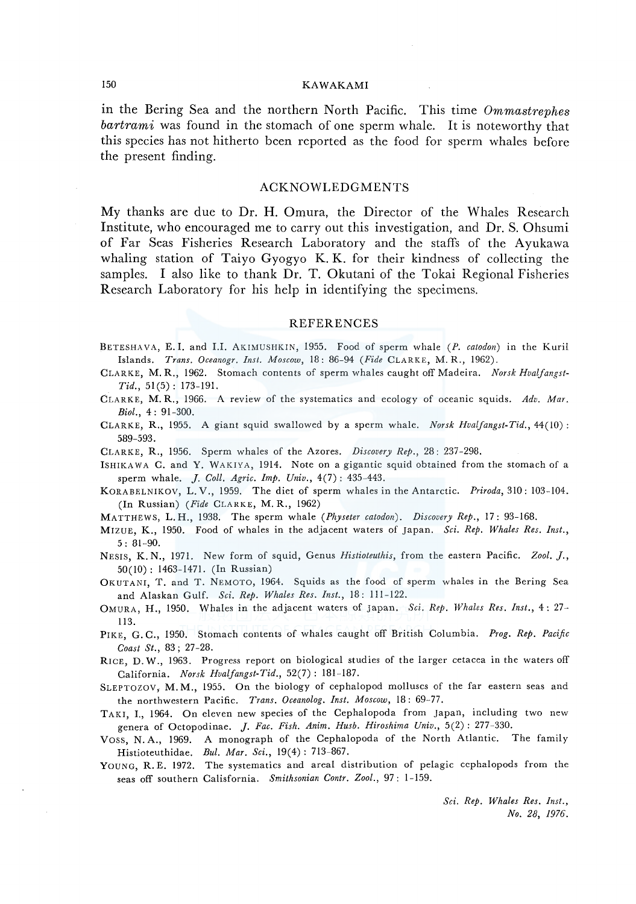in the Bering Sea and the northern North Pacific. This time *Ommastrephes bartrami* was found in the stomach of one sperm whale. It is noteworthy that this species has not hitherto been reported as the food for sperm whales before the present finding.

## ACKNOWLEDGMENTS

My thanks are due to Dr. H. Omura, the Director of the Whales Research Institute, who encouraged me to carry out this investigation, and Dr. S. Ohsumi of Far Seas Fisheries Research Laboratory and the staffs of the Ayukawa whaling station of Taiyo Gyogyo K. K. for their kindness of collecting the samples. I also like to thank Dr. T. Okutani of the Tokai Regional Fisheries Research Laboratory for his help in identifying the specimens.

## REFERENCES

BETESHAVA, E. I. and I. I. AKIMUSHKIN, 1955. Food of sperm whale (*P. catodon*) in the Kuril Islands. *Trans. Oceanogr. Inst. Moscow*, 18: 86–94 (*Fide* CLARKE, M. R., 1962).

CLARKE, M. R., 1962. Stomach contents of sperm whales caught off Madeira. *Norsk Hvalfangst-Tid.*, 51(5): 173–191.

CLARKE, M. R., 1966. A review of the systematics and ecology of oceanic squids. *Adv. Mar. Biol.*, 4: 91–300.

CLARKE, R., 1955. A giant squid swallowed by a sperm whale. *Norsk Hvalfangst-Tid.*, 44(10): 589–593.

CLARKE, R., 1956. Sperm whales of the Azores. *Discovery Rep.*, 28: 237–298.

ISHIKAWA C. and Y. WAKIYA, 1914. Note on a gigantic squid obtained from the stomach of a sperm whale. *J. Coll. Agric. Imp. Univ.*, 4(7): 435–443.

KORABELNIKOV, L. V., 1959. The diet of sperm whales in the Antarctic. *Priroda*, 310: 103–104. (In Russian) (*Fide* CLARKE, M. R., 1962)

MATTHEWS, L. H., 1938. The sperm whale (*Physeter catodon*). *Discovery Rep.*, 17: 93–168.

MIZUE, K., 1950. Food of whales in the adjacent waters of Japan. *Sci. Rep. Whales Res. Inst.*, 5: 81–90.

NESIS, K. N., 1971. New form of squid, Genus *Histioteuthis*, from the eastern Pacific. *Zool. J.*, 50(10): 1463–1471. (In Russian)

OKUTANI, T. and T. NEMOTO, 1964. Squids as the food of sperm whales in the Bering Sea and Alaskan Gulf. *Sci. Rep. Whales Res. Inst.*, 18: 111–122.

OMURA, H., 1950. Whales in the adjacent waters of Japan. *Sci. Rep. Whales Res. Inst.*, 4: 27–113.

PIKE, G. C., 1950. Stomach contents of whales caught off British Columbia. *Prog. Rep. Pacific Coast St.*, 83; 27–28.

RICE, D. W., 1963. Progress report on biological studies of the larger cetacea in the waters off California. *Norsk Hvalfangst-Tid.*, 52(7): 181–187.

SLEPTOZOV, M. M., 1955. On the biology of cephalopod molluscs of the far eastern seas and the northwestern Pacific. *Trans. Oceanolog. Inst. Moscow*, 18: 69–77.

TAKI, I., 1964. On eleven new species of the Cephalopoda from Japan, including two new genera of Octopodinae. *J. Fac. Fish. Anim. Husb. Hiroshima Univ.*, 5(2): 277–330.

VOSS, N. A., 1969. A monograph of the Cephalopoda of the North Atlantic. The family Histioteuthidae. *Bul. Mar. Sci.*, 19(4): 713–867.

YOUNG, R. E. 1972. The systematics and areal distribution of pelagic cephalopods from the seas off southern Calisfornia. *Smithsonian Contr. Zool.*, 97: 1–159.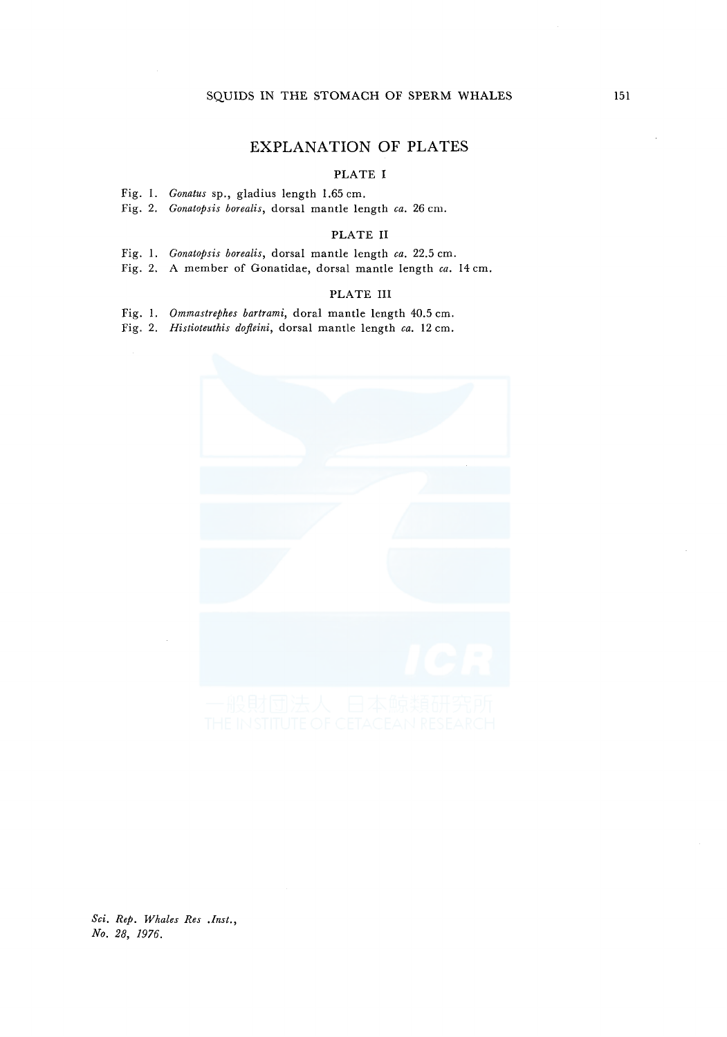# EXPLANATION OF PLATES

## PLATE I

Fig. 1. *Gonatus* sp., gladius length 1.65 cm.
Fig. 2. *Gonatopsis borealis*, dorsal mantle length *ca.* 26 cm.

## PLATE II

Fig. 1. *Gonatopsis borealis*, dorsal mantle length *ca.* 22.5 cm.
Fig. 2. A member of Gonatidae, dorsal mantle length *ca.* 14 cm.

## PLATE III

Fig. 1. *Ommastrephes bartrami*, doral mantle length 40.5 cm.
Fig. 2. *Histioteuthis dofleini*, dorsal mantle length *ca.* 12 cm.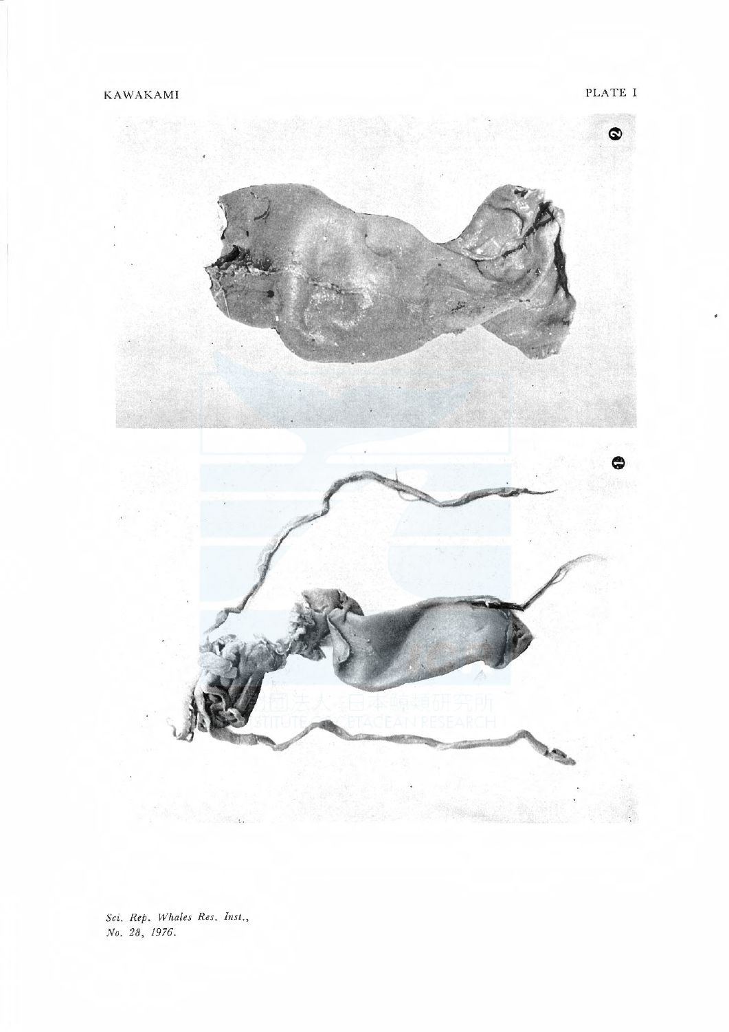PLATE I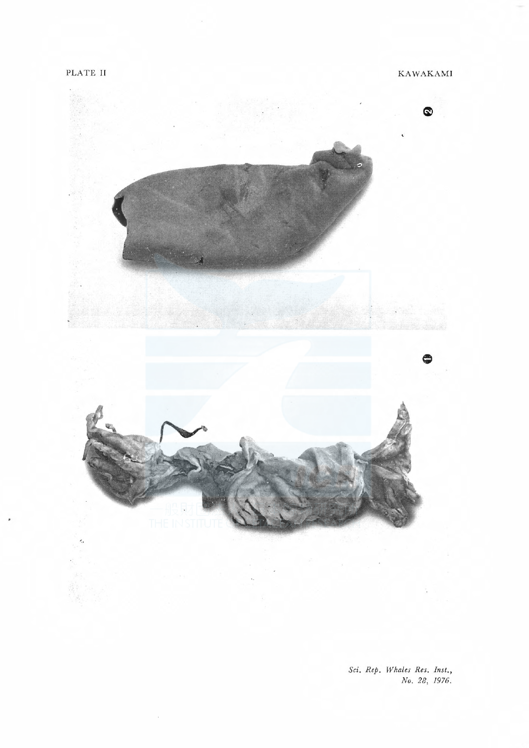PLATE II

2

1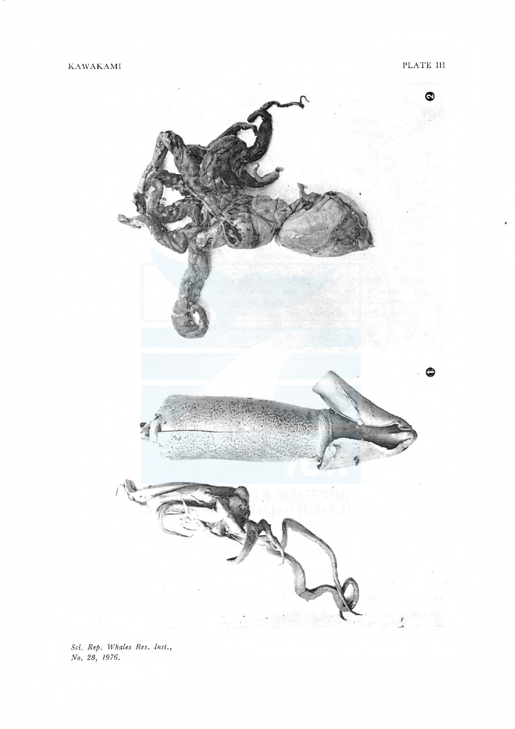PLATE III

2

1